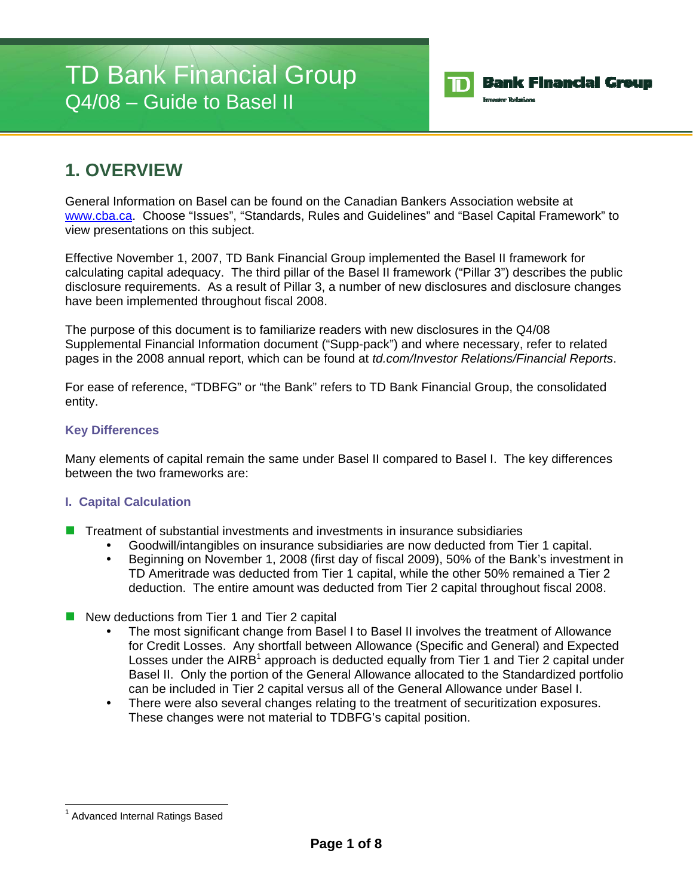# TD Bank Financial Group

## Q4/08 – Guide to Basel II

## 1. OVERVIEW

General Information on Basel can be found on the Canadian Bankers Association website at www.cba.ca. Choose "Issues", "Standards, Rules and Guidelines" and "Basel Capital Framework" to view presentations on this subject.

Effective November 1, 2007, TD Bank Financial Group implemented the Basel II framework for calculating capital adequacy. The third pillar of the Basel II framework ("Pillar 3") describes the public disclosure requirements. As a result of Pillar 3, a number of new disclosures and disclosure changes have been implemented throughout fiscal 2008.

The purpose of this document is to familiarize readers with new disclosures in the Q4/08 Supplemental Financial Information document ("Supp-pack") and where necessary, refer to related pages in the 2008 annual report, which can be found at *td.com/Investor Relations/Financial Reports*.

For ease of reference, "TDBFG" or "the Bank" refers to TD Bank Financial Group, the consolidated entity.

### Key Differences

Many elements of capital remain the same under Basel II compared to Basel I. The key differences between the two frameworks are:

#### I. Capital Calculation

- Treatment of substantial investments and investments in insurance subsidiaries
  - Goodwill/intangibles on insurance subsidiaries are now deducted from Tier 1 capital.
  - Beginning on November 1, 2008 (first day of fiscal 2009), 50% of the Bank's investment in TD Ameritrade was deducted from Tier 1 capital, while the other 50% remained a Tier 2 deduction. The entire amount was deducted from Tier 2 capital throughout fiscal 2008.

- New deductions from Tier 1 and Tier 2 capital
  - The most significant change from Basel I to Basel II involves the treatment of Allowance for Credit Losses. Any shortfall between Allowance (Specific and General) and Expected Losses under the AIRB[1] approach is deducted equally from Tier 1 and Tier 2 capital under Basel II. Only the portion of the General Allowance allocated to the Standardized portfolio can be included in Tier 2 capital versus all of the General Allowance under Basel I.
  - There were also several changes relating to the treatment of securitization exposures. These changes were not material to TDBFG's capital position.

[1] Advanced Internal Ratings Based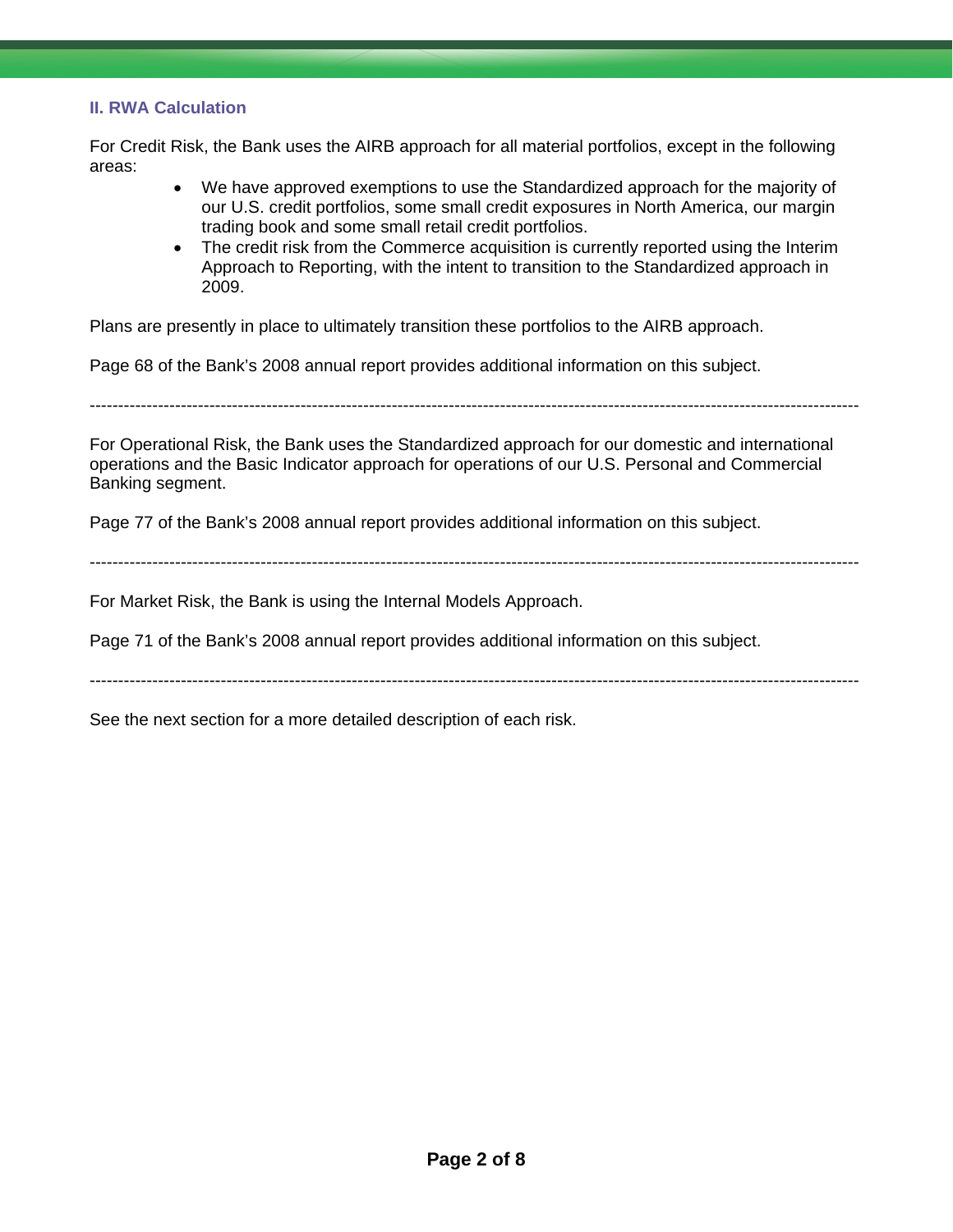## II. RWA Calculation

For Credit Risk, the Bank uses the AIRB approach for all material portfolios, except in the following areas:

- We have approved exemptions to use the Standardized approach for the majority of our U.S. credit portfolios, some small credit exposures in North America, our margin trading book and some small retail credit portfolios.
- The credit risk from the Commerce acquisition is currently reported using the Interim Approach to Reporting, with the intent to transition to the Standardized approach in 2009.

Plans are presently in place to ultimately transition these portfolios to the AIRB approach.

Page 68 of the Bank's 2008 annual report provides additional information on this subject.

---

For Operational Risk, the Bank uses the Standardized approach for our domestic and international operations and the Basic Indicator approach for operations of our U.S. Personal and Commercial Banking segment.

Page 77 of the Bank's 2008 annual report provides additional information on this subject.

---

For Market Risk, the Bank is using the Internal Models Approach.

Page 71 of the Bank's 2008 annual report provides additional information on this subject.

---

See the next section for a more detailed description of each risk.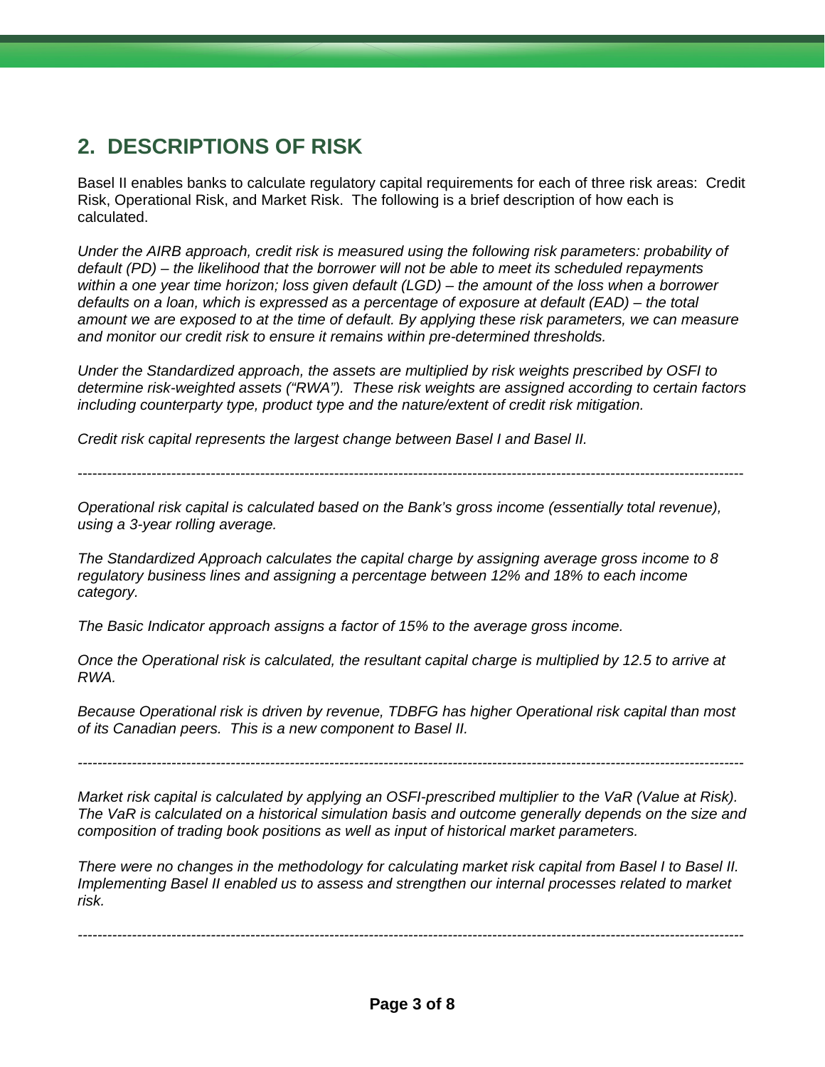## 2. DESCRIPTIONS OF RISK

Basel II enables banks to calculate regulatory capital requirements for each of three risk areas: Credit Risk, Operational Risk, and Market Risk. The following is a brief description of how each is calculated.

*Under the AIRB approach, credit risk is measured using the following risk parameters: probability of default (PD) – the likelihood that the borrower will not be able to meet its scheduled repayments within a one year time horizon; loss given default (LGD) – the amount of the loss when a borrower defaults on a loan, which is expressed as a percentage of exposure at default (EAD) – the total amount we are exposed to at the time of default. By applying these risk parameters, we can measure and monitor our credit risk to ensure it remains within pre-determined thresholds.*

*Under the Standardized approach, the assets are multiplied by risk weights prescribed by OSFI to determine risk-weighted assets ("RWA"). These risk weights are assigned according to certain factors including counterparty type, product type and the nature/extent of credit risk mitigation.*

*Credit risk capital represents the largest change between Basel I and Basel II.*

---

*Operational risk capital is calculated based on the Bank's gross income (essentially total revenue), using a 3-year rolling average.*

*The Standardized Approach calculates the capital charge by assigning average gross income to 8 regulatory business lines and assigning a percentage between 12% and 18% to each income category.*

*The Basic Indicator approach assigns a factor of 15% to the average gross income.*

*Once the Operational risk is calculated, the resultant capital charge is multiplied by 12.5 to arrive at RWA.*

*Because Operational risk is driven by revenue, TDBFG has higher Operational risk capital than most of its Canadian peers. This is a new component to Basel II.*

---

*Market risk capital is calculated by applying an OSFI-prescribed multiplier to the VaR (Value at Risk). The VaR is calculated on a historical simulation basis and outcome generally depends on the size and composition of trading book positions as well as input of historical market parameters.*

*There were no changes in the methodology for calculating market risk capital from Basel I to Basel II. Implementing Basel II enabled us to assess and strengthen our internal processes related to market risk.*

---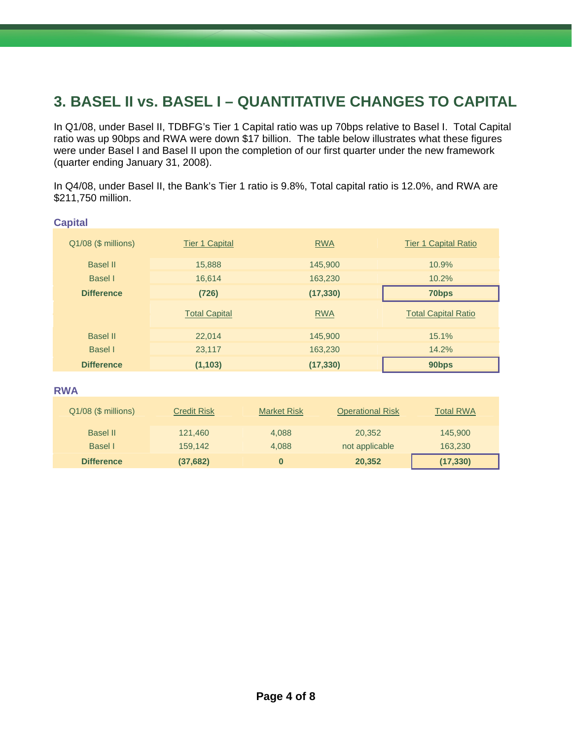## 3. BASEL II vs. BASEL I – QUANTITATIVE CHANGES TO CAPITAL

In Q1/08, under Basel II, TDBFG's Tier 1 Capital ratio was up 70bps relative to Basel I. Total Capital ratio was up 90bps and RWA were down $17 billion. The table below illustrates what these figures were under Basel I and Basel II upon the completion of our first quarter under the new framework (quarter ending January 31, 2008).

In Q4/08, under Basel II, the Bank's Tier 1 ratio is 9.8%, Total capital ratio is 12.0%, and RWA are $211,750 million.

### Capital

| Q1/08 ($ millions) | Tier 1 Capital | RWA | Tier 1 Capital Ratio |
|---|---|---|---|
| Basel II | 15,888 | 145,900 | 10.9% |
| Basel I | 16,614 | 163,230 | 10.2% |
| **Difference** | **(726)** | **(17,330)** | **70bps** |
| | Total Capital | RWA | Total Capital Ratio |
| Basel II | 22,014 | 145,900 | 15.1% |
| Basel I | 23,117 | 163,230 | 14.2% |
| **Difference** | **(1,103)** | **(17,330)** | **90bps** |

### RWA

| Q1/08 ($ millions) | Credit Risk | Market Risk | Operational Risk | Total RWA |
|---|---|---|---|---|
| Basel II | 121,460 | 4,088 | 20,352 | 145,900 |
| Basel I | 159,142 | 4,088 | not applicable | 163,230 |
| **Difference** | **(37,682)** | **0** | **20,352** | **(17,330)** |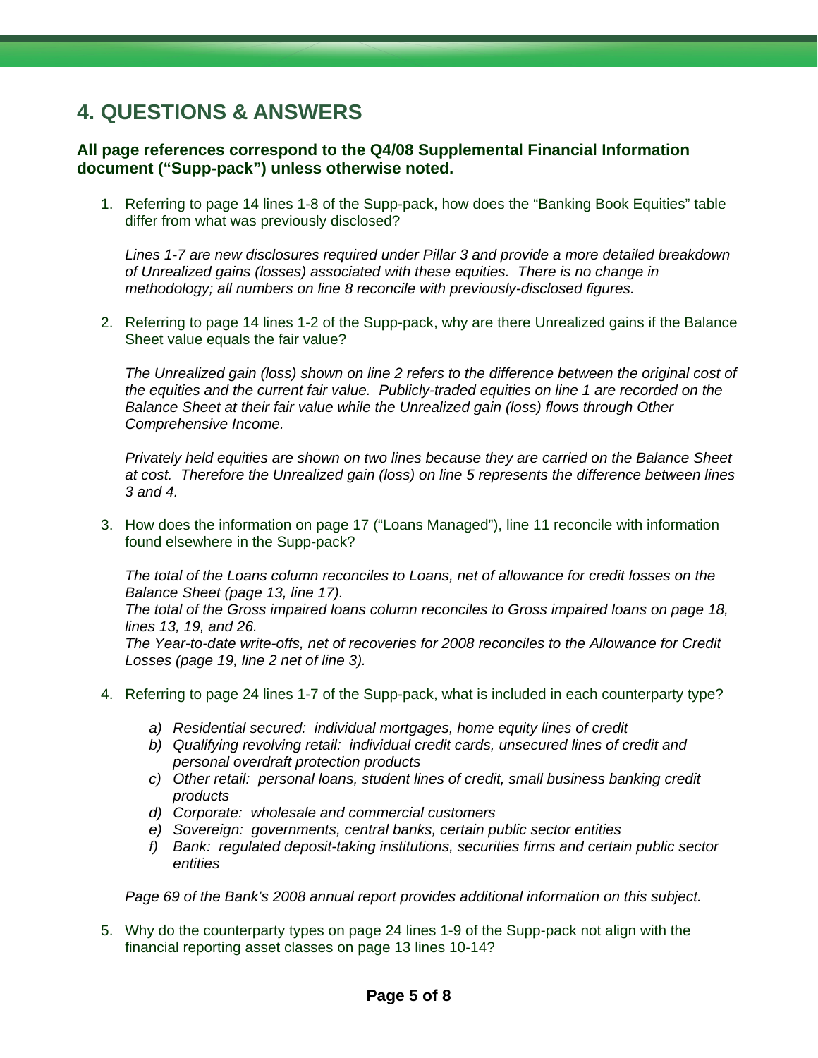## 4. QUESTIONS & ANSWERS

**All page references correspond to the Q4/08 Supplemental Financial Information document ("Supp-pack") unless otherwise noted.**

1. Referring to page 14 lines 1-8 of the Supp-pack, how does the "Banking Book Equities" table differ from what was previously disclosed?

   *Lines 1-7 are new disclosures required under Pillar 3 and provide a more detailed breakdown of Unrealized gains (losses) associated with these equities. There is no change in methodology; all numbers on line 8 reconcile with previously-disclosed figures.*

2. Referring to page 14 lines 1-2 of the Supp-pack, why are there Unrealized gains if the Balance Sheet value equals the fair value?

   *The Unrealized gain (loss) shown on line 2 refers to the difference between the original cost of the equities and the current fair value. Publicly-traded equities on line 1 are recorded on the Balance Sheet at their fair value while the Unrealized gain (loss) flows through Other Comprehensive Income.*

   *Privately held equities are shown on two lines because they are carried on the Balance Sheet at cost. Therefore the Unrealized gain (loss) on line 5 represents the difference between lines 3 and 4.*

3. How does the information on page 17 ("Loans Managed"), line 11 reconcile with information found elsewhere in the Supp-pack?

   *The total of the Loans column reconciles to Loans, net of allowance for credit losses on the Balance Sheet (page 13, line 17).*
   *The total of the Gross impaired loans column reconciles to Gross impaired loans on page 18, lines 13, 19, and 26.*
   *The Year-to-date write-offs, net of recoveries for 2008 reconciles to the Allowance for Credit Losses (page 19, line 2 net of line 3).*

4. Referring to page 24 lines 1-7 of the Supp-pack, what is included in each counterparty type?

   a) *Residential secured: individual mortgages, home equity lines of credit*
   b) *Qualifying revolving retail: individual credit cards, unsecured lines of credit and personal overdraft protection products*
   c) *Other retail: personal loans, student lines of credit, small business banking credit products*
   d) *Corporate: wholesale and commercial customers*
   e) *Sovereign: governments, central banks, certain public sector entities*
   f) *Bank: regulated deposit-taking institutions, securities firms and certain public sector entities*

   *Page 69 of the Bank's 2008 annual report provides additional information on this subject.*

5. Why do the counterparty types on page 24 lines 1-9 of the Supp-pack not align with the financial reporting asset classes on page 13 lines 10-14?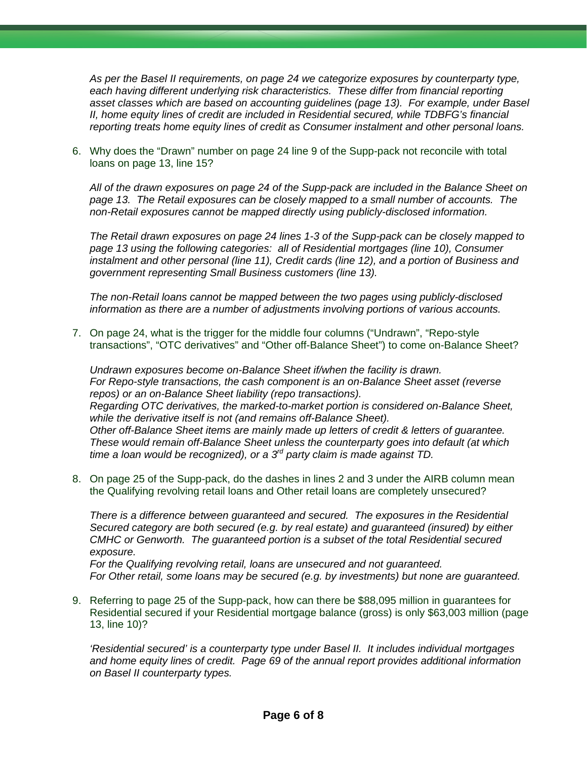*As per the Basel II requirements, on page 24 we categorize exposures by counterparty type, each having different underlying risk characteristics. These differ from financial reporting asset classes which are based on accounting guidelines (page 13). For example, under Basel II, home equity lines of credit are included in Residential secured, while TDBFG's financial reporting treats home equity lines of credit as Consumer instalment and other personal loans.*

6. Why does the "Drawn" number on page 24 line 9 of the Supp-pack not reconcile with total loans on page 13, line 15?

   *All of the drawn exposures on page 24 of the Supp-pack are included in the Balance Sheet on page 13. The Retail exposures can be closely mapped to a small number of accounts. The non-Retail exposures cannot be mapped directly using publicly-disclosed information.*

   *The Retail drawn exposures on page 24 lines 1-3 of the Supp-pack can be closely mapped to page 13 using the following categories: all of Residential mortgages (line 10), Consumer instalment and other personal (line 11), Credit cards (line 12), and a portion of Business and government representing Small Business customers (line 13).*

   *The non-Retail loans cannot be mapped between the two pages using publicly-disclosed information as there are a number of adjustments involving portions of various accounts.*

7. On page 24, what is the trigger for the middle four columns ("Undrawn", "Repo-style transactions", "OTC derivatives" and "Other off-Balance Sheet") to come on-Balance Sheet?

   *Undrawn exposures become on-Balance Sheet if/when the facility is drawn.*
   *For Repo-style transactions, the cash component is an on-Balance Sheet asset (reverse repos) or an on-Balance Sheet liability (repo transactions).*
   *Regarding OTC derivatives, the marked-to-market portion is considered on-Balance Sheet, while the derivative itself is not (and remains off-Balance Sheet).*
   *Other off-Balance Sheet items are mainly made up letters of credit & letters of guarantee. These would remain off-Balance Sheet unless the counterparty goes into default (at which time a loan would be recognized), or a 3rd party claim is made against TD.*

8. On page 25 of the Supp-pack, do the dashes in lines 2 and 3 under the AIRB column mean the Qualifying revolving retail loans and Other retail loans are completely unsecured?

   *There is a difference between guaranteed and secured. The exposures in the Residential Secured category are both secured (e.g. by real estate) and guaranteed (insured) by either CMHC or Genworth. The guaranteed portion is a subset of the total Residential secured exposure.*
   *For the Qualifying revolving retail, loans are unsecured and not guaranteed.*
   *For Other retail, some loans may be secured (e.g. by investments) but none are guaranteed.*

9. Referring to page 25 of the Supp-pack, how can there be $88,095 million in guarantees for Residential secured if your Residential mortgage balance (gross) is only $63,003 million (page 13, line 10)?

   *'Residential secured' is a counterparty type under Basel II. It includes individual mortgages and home equity lines of credit. Page 69 of the annual report provides additional information on Basel II counterparty types.*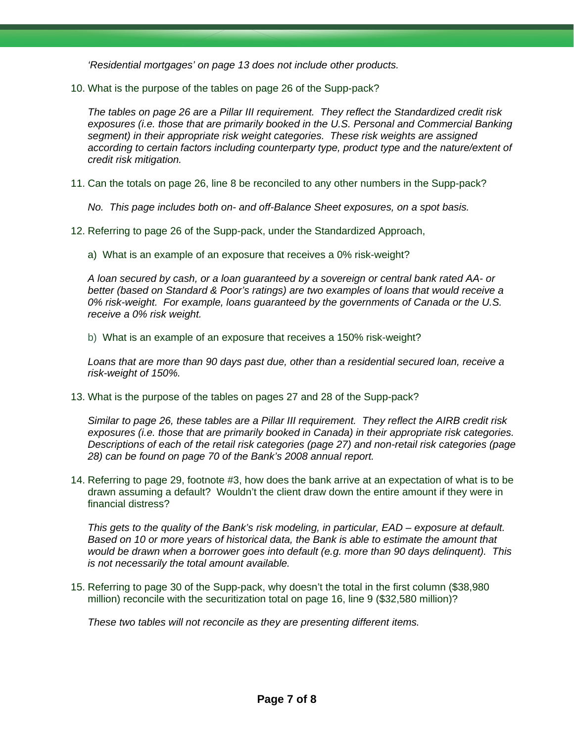*'Residential mortgages' on page 13 does not include other products.*

10. What is the purpose of the tables on page 26 of the Supp-pack?

    *The tables on page 26 are a Pillar III requirement. They reflect the Standardized credit risk exposures (i.e. those that are primarily booked in the U.S. Personal and Commercial Banking segment) in their appropriate risk weight categories. These risk weights are assigned according to certain factors including counterparty type, product type and the nature/extent of credit risk mitigation.*

11. Can the totals on page 26, line 8 be reconciled to any other numbers in the Supp-pack?

    *No. This page includes both on- and off-Balance Sheet exposures, on a spot basis.*

12. Referring to page 26 of the Supp-pack, under the Standardized Approach,

    a) What is an example of an exposure that receives a 0% risk-weight?

    *A loan secured by cash, or a loan guaranteed by a sovereign or central bank rated AA- or better (based on Standard & Poor's ratings) are two examples of loans that would receive a 0% risk-weight. For example, loans guaranteed by the governments of Canada or the U.S. receive a 0% risk weight.*

    b) What is an example of an exposure that receives a 150% risk-weight?

    *Loans that are more than 90 days past due, other than a residential secured loan, receive a risk-weight of 150%.*

13. What is the purpose of the tables on pages 27 and 28 of the Supp-pack?

    *Similar to page 26, these tables are a Pillar III requirement. They reflect the AIRB credit risk exposures (i.e. those that are primarily booked in Canada) in their appropriate risk categories. Descriptions of each of the retail risk categories (page 27) and non-retail risk categories (page 28) can be found on page 70 of the Bank's 2008 annual report.*

14. Referring to page 29, footnote #3, how does the bank arrive at an expectation of what is to be drawn assuming a default? Wouldn't the client draw down the entire amount if they were in financial distress?

    *This gets to the quality of the Bank's risk modeling, in particular, EAD – exposure at default. Based on 10 or more years of historical data, the Bank is able to estimate the amount that would be drawn when a borrower goes into default (e.g. more than 90 days delinquent). This is not necessarily the total amount available.*

15. Referring to page 30 of the Supp-pack, why doesn't the total in the first column ($38,980 million) reconcile with the securitization total on page 16, line 9 ($32,580 million)?

    *These two tables will not reconcile as they are presenting different items.*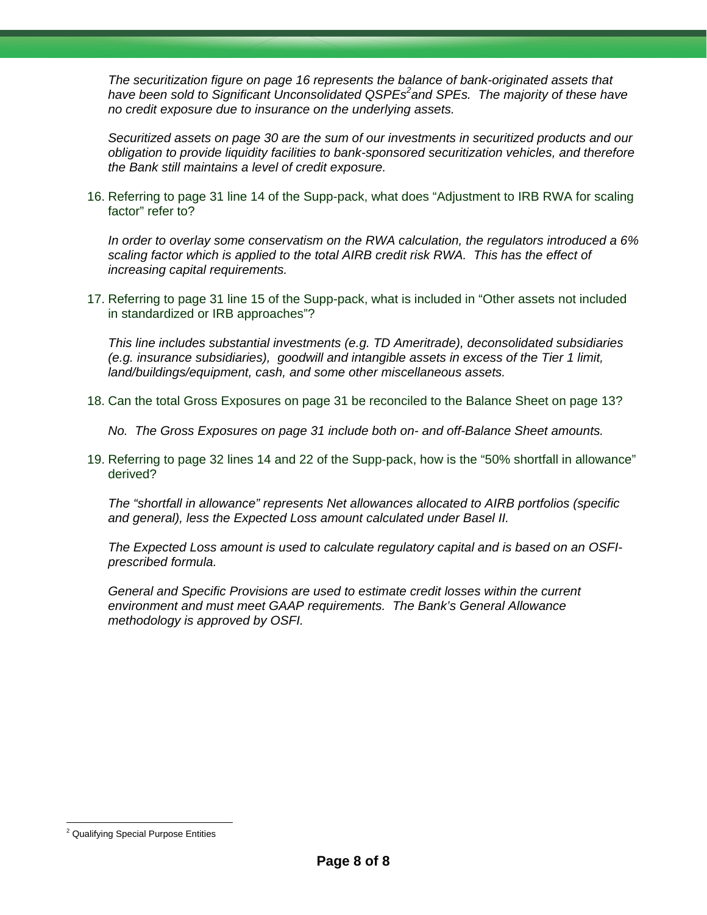*The securitization figure on page 16 represents the balance of bank-originated assets that have been sold to Significant Unconsolidated QSPEs[2] and SPEs. The majority of these have no credit exposure due to insurance on the underlying assets.*

*Securitized assets on page 30 are the sum of our investments in securitized products and our obligation to provide liquidity facilities to bank-sponsored securitization vehicles, and therefore the Bank still maintains a level of credit exposure.*

16. Referring to page 31 line 14 of the Supp-pack, what does "Adjustment to IRB RWA for scaling factor" refer to?

    *In order to overlay some conservatism on the RWA calculation, the regulators introduced a 6% scaling factor which is applied to the total AIRB credit risk RWA. This has the effect of increasing capital requirements.*

17. Referring to page 31 line 15 of the Supp-pack, what is included in "Other assets not included in standardized or IRB approaches"?

    *This line includes substantial investments (e.g. TD Ameritrade), deconsolidated subsidiaries (e.g. insurance subsidiaries), goodwill and intangible assets in excess of the Tier 1 limit, land/buildings/equipment, cash, and some other miscellaneous assets.*

18. Can the total Gross Exposures on page 31 be reconciled to the Balance Sheet on page 13?

    *No. The Gross Exposures on page 31 include both on- and off-Balance Sheet amounts.*

19. Referring to page 32 lines 14 and 22 of the Supp-pack, how is the "50% shortfall in allowance" derived?

    *The "shortfall in allowance" represents Net allowances allocated to AIRB portfolios (specific and general), less the Expected Loss amount calculated under Basel II.*

    *The Expected Loss amount is used to calculate regulatory capital and is based on an OSFI-prescribed formula.*

    *General and Specific Provisions are used to estimate credit losses within the current environment and must meet GAAP requirements. The Bank's General Allowance methodology is approved by OSFI.*

[2] Qualifying Special Purpose Entities